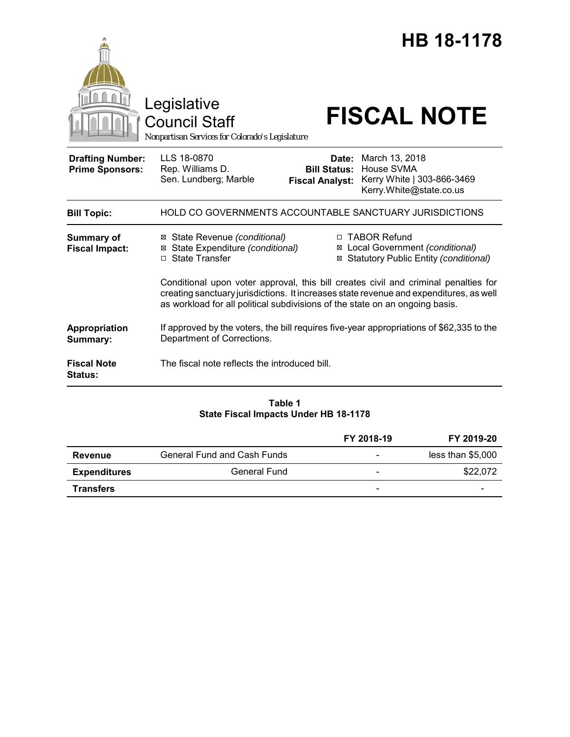# HB 18-1178

Legislative Council Staff

*Nonpartisan Services for Colorado's Legislature*

# FISCAL NOTE

| | | | |
|---|---|---|---|
| **Drafting Number:** | LLS 18-0870 | **Date:** | March 13, 2018 |
| **Prime Sponsors:** | Rep. Williams D. | **Bill Status:** | House SVMA |
| | Sen. Lundberg; Marble | **Fiscal Analyst:** | Kerry White \| 303-866-3469 |
| | | | Kerry.White@state.co.us |

| | |
|---|---|
| **Bill Topic:** | HOLD CO GOVERNMENTS ACCOUNTABLE SANCTUARY JURISDICTIONS |

**Summary of Fiscal Impact:**

- ☒ State Revenue *(conditional)*
- ☒ State Expenditure *(conditional)*
- ☐ State Transfer
- ☐ TABOR Refund
- ☒ Local Government *(conditional)*
- ☒ Statutory Public Entity *(conditional)*

Conditional upon voter approval, this bill creates civil and criminal penalties for creating sanctuary jurisdictions. It increases state revenue and expenditures, as well as workload for all political subdivisions of the state on an ongoing basis.

**Appropriation Summary:** If approved by the voters, the bill requires five-year appropriations of $62,335 to the Department of Corrections.

**Fiscal Note Status:** The fiscal note reflects the introduced bill.

**Table 1**
**State Fiscal Impacts Under HB 18-1178**

| | | FY 2018-19 | FY 2019-20 |
|---|---|---|---|
| **Revenue** | General Fund and Cash Funds | - | less than $5,000 |
| **Expenditures** | General Fund | - | $22,072 |
| **Transfers** | | - | - |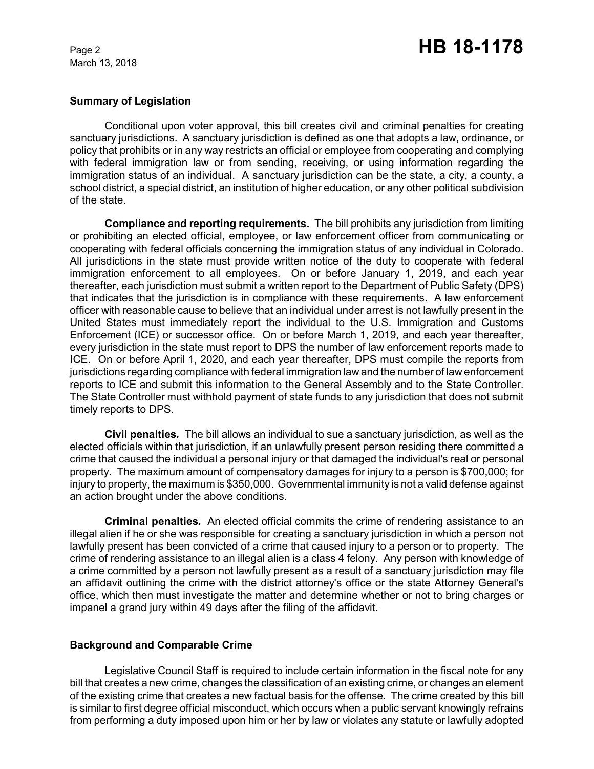## Summary of Legislation

Conditional upon voter approval, this bill creates civil and criminal penalties for creating sanctuary jurisdictions. A sanctuary jurisdiction is defined as one that adopts a law, ordinance, or policy that prohibits or in any way restricts an official or employee from cooperating and complying with federal immigration law or from sending, receiving, or using information regarding the immigration status of an individual. A sanctuary jurisdiction can be the state, a city, a county, a school district, a special district, an institution of higher education, or any other political subdivision of the state.

**Compliance and reporting requirements.** The bill prohibits any jurisdiction from limiting or prohibiting an elected official, employee, or law enforcement officer from communicating or cooperating with federal officials concerning the immigration status of any individual in Colorado. All jurisdictions in the state must provide written notice of the duty to cooperate with federal immigration enforcement to all employees. On or before January 1, 2019, and each year thereafter, each jurisdiction must submit a written report to the Department of Public Safety (DPS) that indicates that the jurisdiction is in compliance with these requirements. A law enforcement officer with reasonable cause to believe that an individual under arrest is not lawfully present in the United States must immediately report the individual to the U.S. Immigration and Customs Enforcement (ICE) or successor office. On or before March 1, 2019, and each year thereafter, every jurisdiction in the state must report to DPS the number of law enforcement reports made to ICE. On or before April 1, 2020, and each year thereafter, DPS must compile the reports from jurisdictions regarding compliance with federal immigration law and the number of law enforcement reports to ICE and submit this information to the General Assembly and to the State Controller. The State Controller must withhold payment of state funds to any jurisdiction that does not submit timely reports to DPS.

***Civil penalties.*** The bill allows an individual to sue a sanctuary jurisdiction, as well as the elected officials within that jurisdiction, if an unlawfully present person residing there committed a crime that caused the individual a personal injury or that damaged the individual's real or personal property. The maximum amount of compensatory damages for injury to a person is $700,000; for injury to property, the maximum is $350,000. Governmental immunity is not a valid defense against an action brought under the above conditions.

***Criminal penalties.*** An elected official commits the crime of rendering assistance to an illegal alien if he or she was responsible for creating a sanctuary jurisdiction in which a person not lawfully present has been convicted of a crime that caused injury to a person or to property. The crime of rendering assistance to an illegal alien is a class 4 felony. Any person with knowledge of a crime committed by a person not lawfully present as a result of a sanctuary jurisdiction may file an affidavit outlining the crime with the district attorney's office or the state Attorney General's office, which then must investigate the matter and determine whether or not to bring charges or impanel a grand jury within 49 days after the filing of the affidavit.

## Background and Comparable Crime

Legislative Council Staff is required to include certain information in the fiscal note for any bill that creates a new crime, changes the classification of an existing crime, or changes an element of the existing crime that creates a new factual basis for the offense. The crime created by this bill is similar to first degree official misconduct, which occurs when a public servant knowingly refrains from performing a duty imposed upon him or her by law or violates any statute or lawfully adopted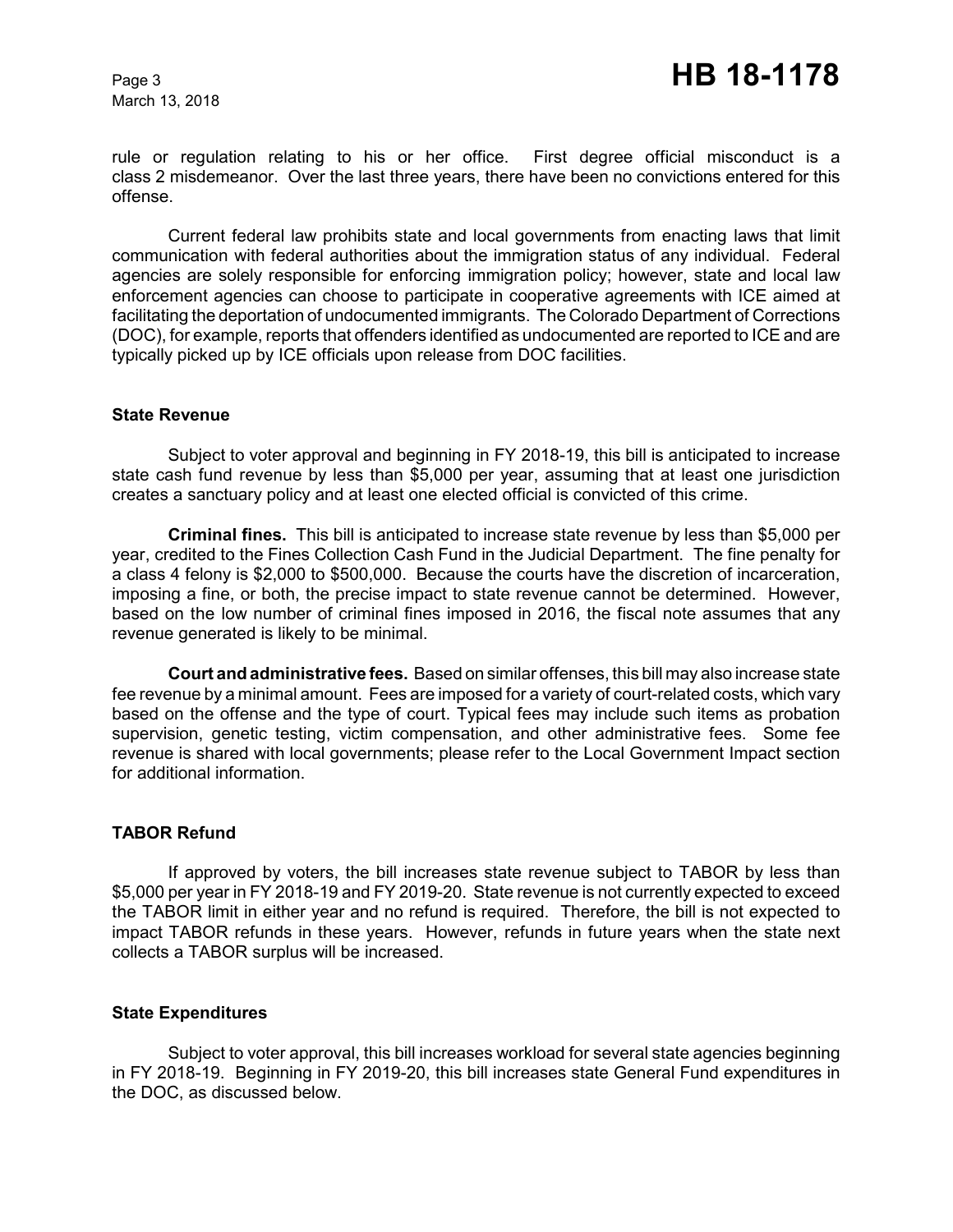rule or regulation relating to his or her office. First degree official misconduct is a class 2 misdemeanor. Over the last three years, there have been no convictions entered for this offense.

Current federal law prohibits state and local governments from enacting laws that limit communication with federal authorities about the immigration status of any individual. Federal agencies are solely responsible for enforcing immigration policy; however, state and local law enforcement agencies can choose to participate in cooperative agreements with ICE aimed at facilitating the deportation of undocumented immigrants. The Colorado Department of Corrections (DOC), for example, reports that offenders identified as undocumented are reported to ICE and are typically picked up by ICE officials upon release from DOC facilities.

### State Revenue

Subject to voter approval and beginning in FY 2018-19, this bill is anticipated to increase state cash fund revenue by less than $5,000 per year, assuming that at least one jurisdiction creates a sanctuary policy and at least one elected official is convicted of this crime.

**Criminal fines.** This bill is anticipated to increase state revenue by less than $5,000 per year, credited to the Fines Collection Cash Fund in the Judicial Department. The fine penalty for a class 4 felony is $2,000 to $500,000. Because the courts have the discretion of incarceration, imposing a fine, or both, the precise impact to state revenue cannot be determined. However, based on the low number of criminal fines imposed in 2016, the fiscal note assumes that any revenue generated is likely to be minimal.

**Court and administrative fees.** Based on similar offenses, this bill may also increase state fee revenue by a minimal amount. Fees are imposed for a variety of court-related costs, which vary based on the offense and the type of court. Typical fees may include such items as probation supervision, genetic testing, victim compensation, and other administrative fees. Some fee revenue is shared with local governments; please refer to the Local Government Impact section for additional information.

### TABOR Refund

If approved by voters, the bill increases state revenue subject to TABOR by less than $5,000 per year in FY 2018-19 and FY 2019-20. State revenue is not currently expected to exceed the TABOR limit in either year and no refund is required. Therefore, the bill is not expected to impact TABOR refunds in these years. However, refunds in future years when the state next collects a TABOR surplus will be increased.

### State Expenditures

Subject to voter approval, this bill increases workload for several state agencies beginning in FY 2018-19. Beginning in FY 2019-20, this bill increases state General Fund expenditures in the DOC, as discussed below.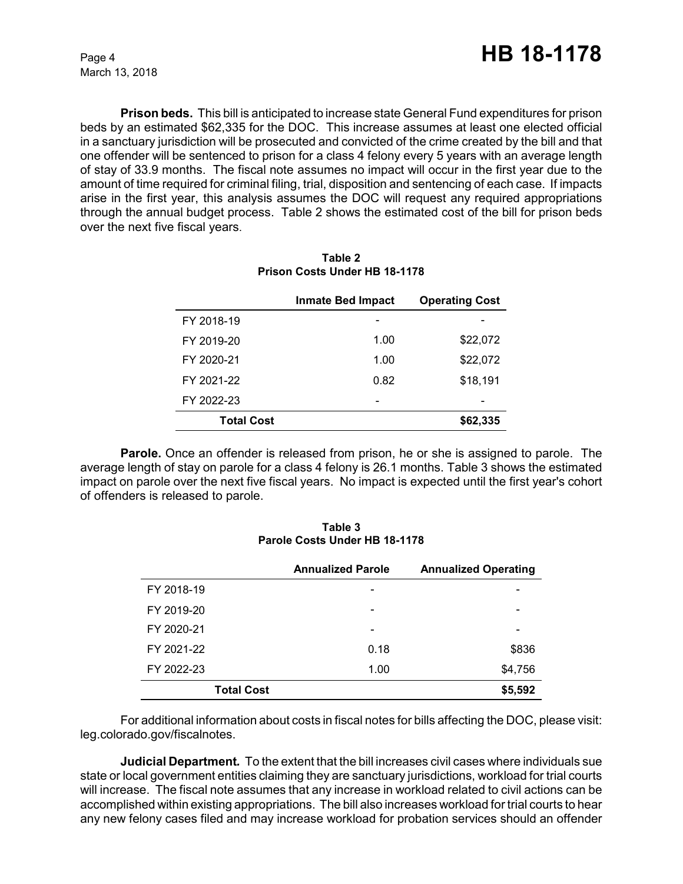**Prison beds.** This bill is anticipated to increase state General Fund expenditures for prison beds by an estimated $62,335 for the DOC. This increase assumes at least one elected official in a sanctuary jurisdiction will be prosecuted and convicted of the crime created by the bill and that one offender will be sentenced to prison for a class 4 felony every 5 years with an average length of stay of 33.9 months. The fiscal note assumes no impact will occur in the first year due to the amount of time required for criminal filing, trial, disposition and sentencing of each case. If impacts arise in the first year, this analysis assumes the DOC will request any required appropriations through the annual budget process. Table 2 shows the estimated cost of the bill for prison beds over the next five fiscal years.

**Table 2**
**Prison Costs Under HB 18-1178**

| | Inmate Bed Impact | Operating Cost |
|---|---|---|
| FY 2018-19 | - | - |
| FY 2019-20 | 1.00 | $22,072 |
| FY 2020-21 | 1.00 | $22,072 |
| FY 2021-22 | 0.82 | $18,191 |
| FY 2022-23 | - | - |
| **Total Cost** | | **$62,335** |

**Parole.** Once an offender is released from prison, he or she is assigned to parole. The average length of stay on parole for a class 4 felony is 26.1 months. Table 3 shows the estimated impact on parole over the next five fiscal years. No impact is expected until the first year's cohort of offenders is released to parole.

**Table 3**
**Parole Costs Under HB 18-1178**

| | Annualized Parole | Annualized Operating |
|---|---|---|
| FY 2018-19 | - | - |
| FY 2019-20 | - | - |
| FY 2020-21 | - | - |
| FY 2021-22 | 0.18 | $836 |
| FY 2022-23 | 1.00 | $4,756 |
| **Total Cost** | | **$5,592** |

For additional information about costs in fiscal notes for bills affecting the DOC, please visit: leg.colorado.gov/fiscalnotes.

**Judicial Department.** To the extent that the bill increases civil cases where individuals sue state or local government entities claiming they are sanctuary jurisdictions, workload for trial courts will increase. The fiscal note assumes that any increase in workload related to civil actions can be accomplished within existing appropriations. The bill also increases workload for trial courts to hear any new felony cases filed and may increase workload for probation services should an offender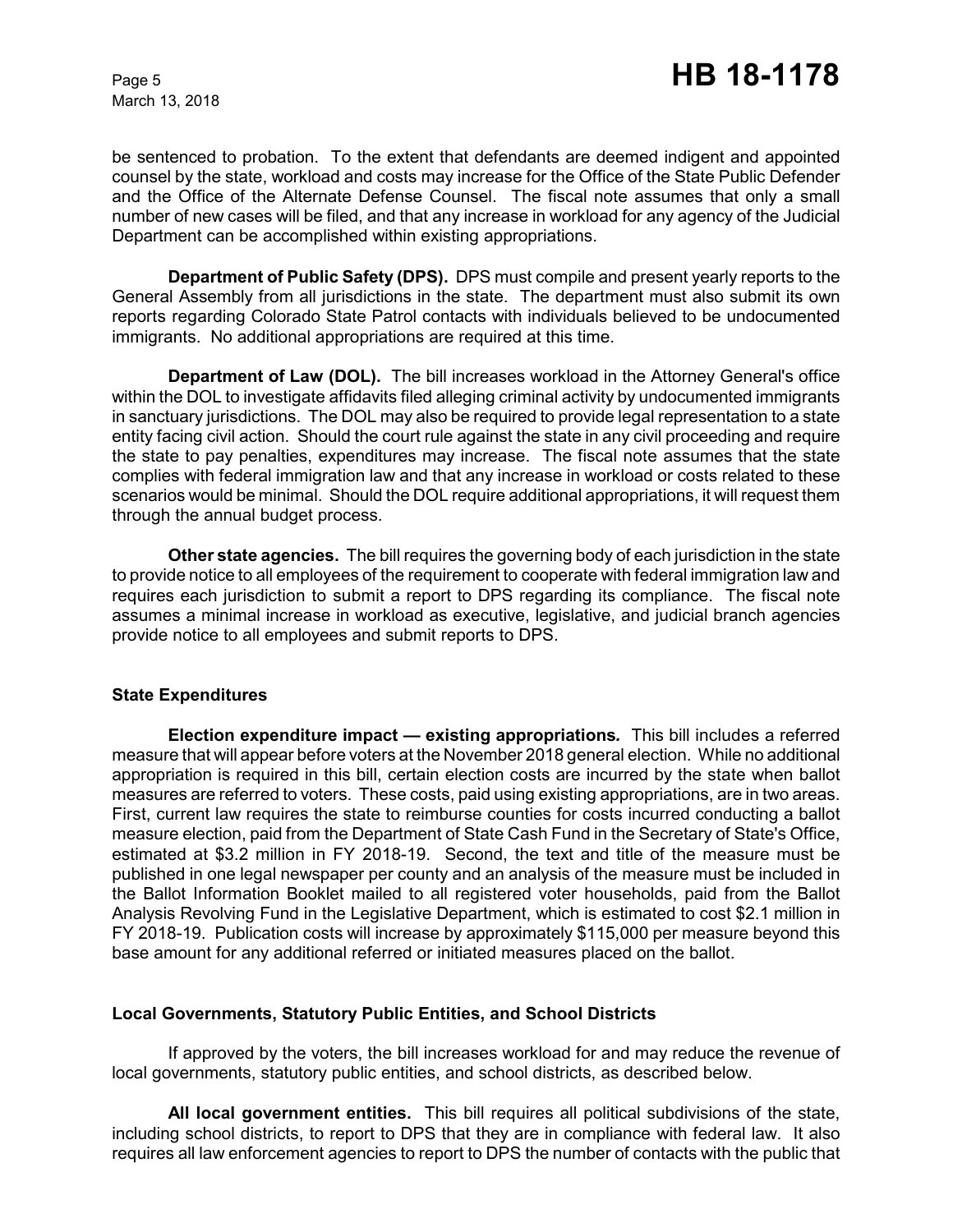be sentenced to probation. To the extent that defendants are deemed indigent and appointed counsel by the state, workload and costs may increase for the Office of the State Public Defender and the Office of the Alternate Defense Counsel. The fiscal note assumes that only a small number of new cases will be filed, and that any increase in workload for any agency of the Judicial Department can be accomplished within existing appropriations.

**Department of Public Safety (DPS).** DPS must compile and present yearly reports to the General Assembly from all jurisdictions in the state. The department must also submit its own reports regarding Colorado State Patrol contacts with individuals believed to be undocumented immigrants. No additional appropriations are required at this time.

**Department of Law (DOL).** The bill increases workload in the Attorney General's office within the DOL to investigate affidavits filed alleging criminal activity by undocumented immigrants in sanctuary jurisdictions. The DOL may also be required to provide legal representation to a state entity facing civil action. Should the court rule against the state in any civil proceeding and require the state to pay penalties, expenditures may increase. The fiscal note assumes that the state complies with federal immigration law and that any increase in workload or costs related to these scenarios would be minimal. Should the DOL require additional appropriations, it will request them through the annual budget process.

**Other state agencies.** The bill requires the governing body of each jurisdiction in the state to provide notice to all employees of the requirement to cooperate with federal immigration law and requires each jurisdiction to submit a report to DPS regarding its compliance. The fiscal note assumes a minimal increase in workload as executive, legislative, and judicial branch agencies provide notice to all employees and submit reports to DPS.

### State Expenditures

**Election expenditure impact — existing appropriations.** This bill includes a referred measure that will appear before voters at the November 2018 general election. While no additional appropriation is required in this bill, certain election costs are incurred by the state when ballot measures are referred to voters. These costs, paid using existing appropriations, are in two areas. First, current law requires the state to reimburse counties for costs incurred conducting a ballot measure election, paid from the Department of State Cash Fund in the Secretary of State's Office, estimated at $3.2 million in FY 2018-19. Second, the text and title of the measure must be published in one legal newspaper per county and an analysis of the measure must be included in the Ballot Information Booklet mailed to all registered voter households, paid from the Ballot Analysis Revolving Fund in the Legislative Department, which is estimated to cost $2.1 million in FY 2018-19. Publication costs will increase by approximately $115,000 per measure beyond this base amount for any additional referred or initiated measures placed on the ballot.

### Local Governments, Statutory Public Entities, and School Districts

If approved by the voters, the bill increases workload for and may reduce the revenue of local governments, statutory public entities, and school districts, as described below.

**All local government entities.** This bill requires all political subdivisions of the state, including school districts, to report to DPS that they are in compliance with federal law. It also requires all law enforcement agencies to report to DPS the number of contacts with the public that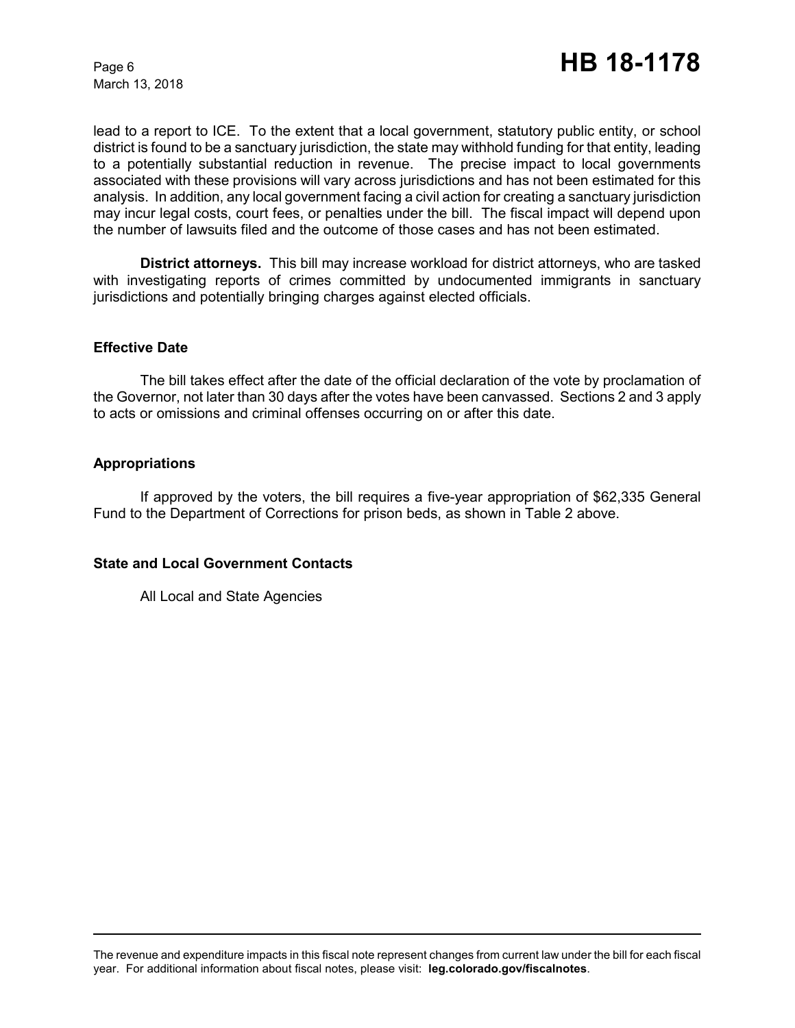lead to a report to ICE. To the extent that a local government, statutory public entity, or school district is found to be a sanctuary jurisdiction, the state may withhold funding for that entity, leading to a potentially substantial reduction in revenue. The precise impact to local governments associated with these provisions will vary across jurisdictions and has not been estimated for this analysis. In addition, any local government facing a civil action for creating a sanctuary jurisdiction may incur legal costs, court fees, or penalties under the bill. The fiscal impact will depend upon the number of lawsuits filed and the outcome of those cases and has not been estimated.

**District attorneys.** This bill may increase workload for district attorneys, who are tasked with investigating reports of crimes committed by undocumented immigrants in sanctuary jurisdictions and potentially bringing charges against elected officials.

### Effective Date

The bill takes effect after the date of the official declaration of the vote by proclamation of the Governor, not later than 30 days after the votes have been canvassed. Sections 2 and 3 apply to acts or omissions and criminal offenses occurring on or after this date.

### Appropriations

If approved by the voters, the bill requires a five-year appropriation of $62,335 General Fund to the Department of Corrections for prison beds, as shown in Table 2 above.

### State and Local Government Contacts

All Local and State Agencies

The revenue and expenditure impacts in this fiscal note represent changes from current law under the bill for each fiscal year. For additional information about fiscal notes, please visit: **leg.colorado.gov/fiscalnotes**.